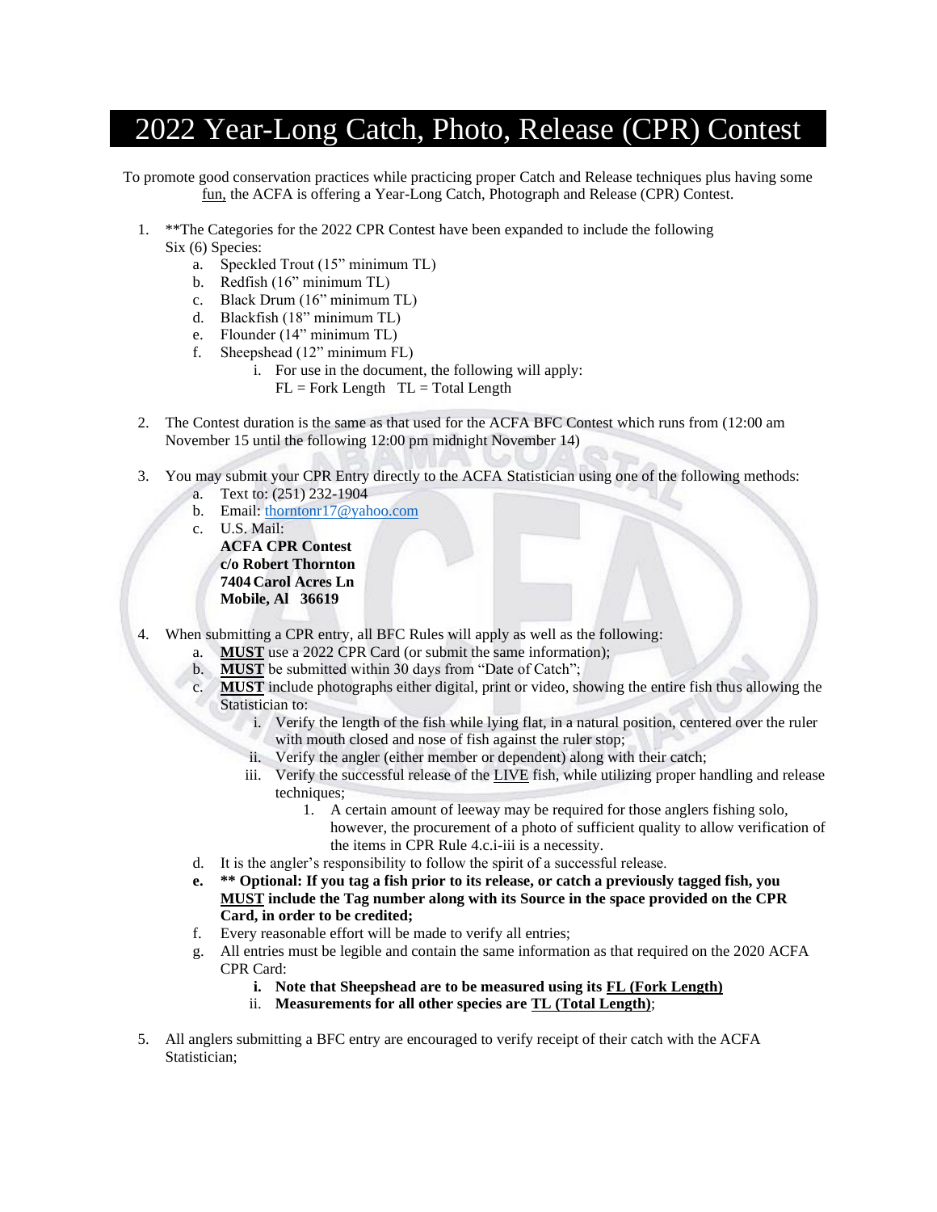# 2022 Year-Long Catch, Photo, Release (CPR) Contest

To promote good conservation practices while practicing proper Catch and Release techniques plus having some fun, the ACFA is offering a Year-Long Catch, Photograph and Release (CPR) Contest.

1. **The Categories for the 2022 CPR Contest have been expanded to include the following Six (6) Species:
   a. Speckled Trout (15" minimum TL)
   b. Redfish (16" minimum TL)
   c. Black Drum (16" minimum TL)
   d. Blackfish (18" minimum TL)
   e. Flounder (14" minimum TL)
   f. Sheepshead (12" minimum FL)
      i. For use in the document, the following will apply:
         FL = Fork Length   TL = Total Length

2. The Contest duration is the same as that used for the ACFA BFC Contest which runs from (12:00 am November 15 until the following 12:00 pm midnight November 14)

3. You may submit your CPR Entry directly to the ACFA Statistician using one of the following methods:
   a. Text to: (251) 232-1904
   b. Email: thorntonr17@yahoo.com
   c. U.S. Mail:
      **ACFA CPR Contest**
      **c/o Robert Thornton**
      **7404 Carol Acres Ln**
      **Mobile, Al 36619**

4. When submitting a CPR entry, all BFC Rules will apply as well as the following:
   a. **MUST** use a 2022 CPR Card (or submit the same information);
   b. **MUST** be submitted within 30 days from "Date of Catch";
   c. **MUST** include photographs either digital, print or video, showing the entire fish thus allowing the Statistician to:
      i. Verify the length of the fish while lying flat, in a natural position, centered over the ruler with mouth closed and nose of fish against the ruler stop;
      ii. Verify the angler (either member or dependent) along with their catch;
      iii. Verify the successful release of the LIVE fish, while utilizing proper handling and release techniques;
         1. A certain amount of leeway may be required for those anglers fishing solo, however, the procurement of a photo of sufficient quality to allow verification of the items in CPR Rule 4.c.i-iii is a necessity.
   d. It is the angler's responsibility to follow the spirit of a successful release.
   e. **** Optional: If you tag a fish prior to its release, or catch a previously tagged fish, you MUST include the Tag number along with its Source in the space provided on the CPR Card, in order to be credited;**
   f. Every reasonable effort will be made to verify all entries;
   g. All entries must be legible and contain the same information as that required on the 2020 ACFA CPR Card:
      i. **Note that Sheepshead are to be measured using its FL (Fork Length)**
      ii. **Measurements for all other species are TL (Total Length)**;

5. All anglers submitting a BFC entry are encouraged to verify receipt of their catch with the ACFA Statistician;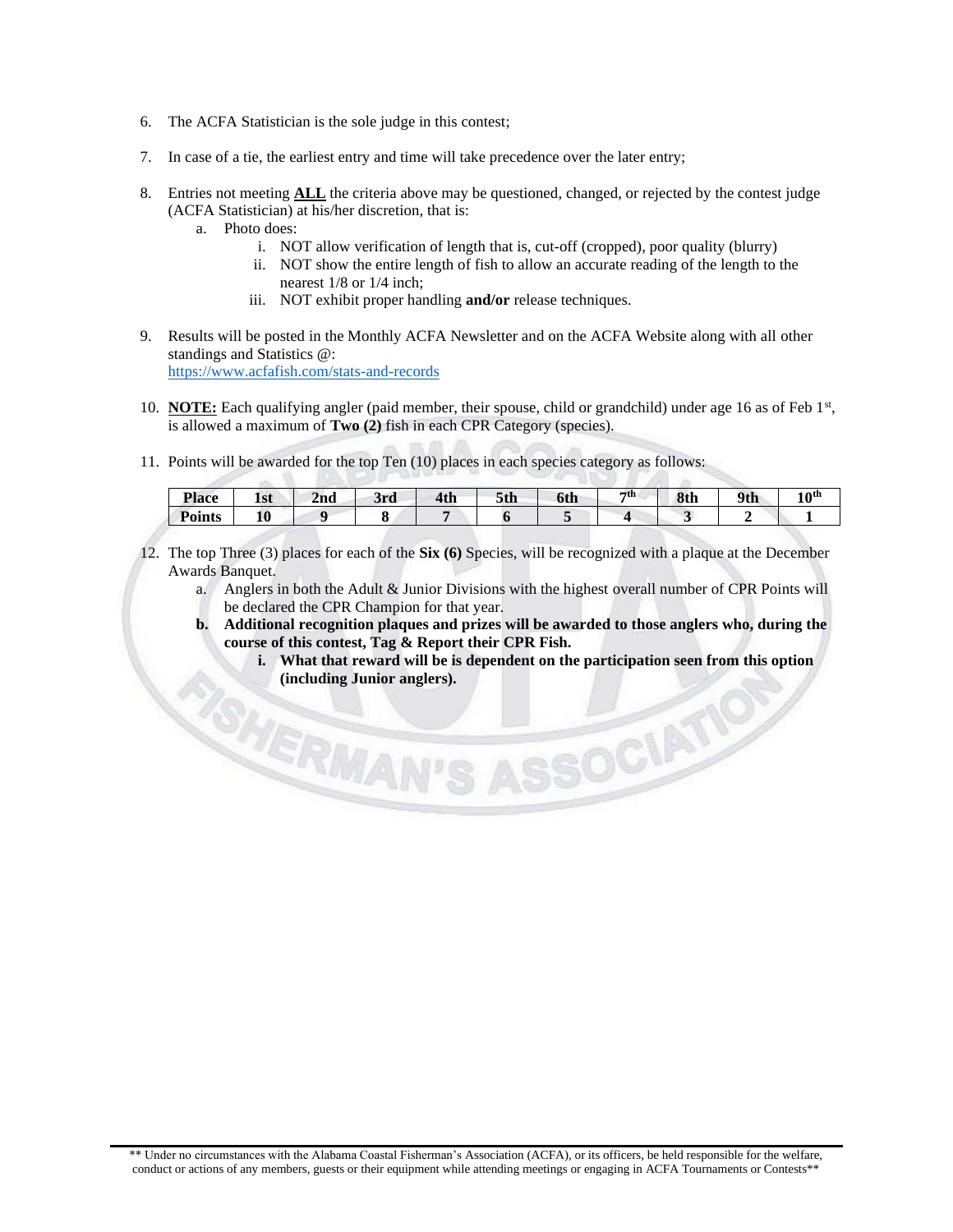6. The ACFA Statistician is the sole judge in this contest;

7. In case of a tie, the earliest entry and time will take precedence over the later entry;

8. Entries not meeting **ALL** the criteria above may be questioned, changed, or rejected by the contest judge (ACFA Statistician) at his/her discretion, that is:
   a. Photo does:
      i. NOT allow verification of length that is, cut-off (cropped), poor quality (blurry)
      ii. NOT show the entire length of fish to allow an accurate reading of the length to the nearest 1/8 or 1/4 inch;
      iii. NOT exhibit proper handling **and/or** release techniques.

9. Results will be posted in the Monthly ACFA Newsletter and on the ACFA Website along with all other standings and Statistics @:
   https://www.acfafish.com/stats-and-records

10. **NOTE:** Each qualifying angler (paid member, their spouse, child or grandchild) under age 16 as of Feb 1st, is allowed a maximum of **Two (2)** fish in each CPR Category (species).

11. Points will be awarded for the top Ten (10) places in each species category as follows:

| **Place** | **1st** | **2nd** | **3rd** | **4th** | **5th** | **6th** | **7th** | **8th** | **9th** | **10th** |
|---|---|---|---|---|---|---|---|---|---|---|
| **Points** | **10** | **9** | **8** | **7** | **6** | **5** | **4** | **3** | **2** | **1** |

12. The top Three (3) places for each of the **Six (6)** Species, will be recognized with a plaque at the December Awards Banquet.
    a. Anglers in both the Adult & Junior Divisions with the highest overall number of CPR Points will be declared the CPR Champion for that year.
    **b. Additional recognition plaques and prizes will be awarded to those anglers who, during the course of this contest, Tag & Report their CPR Fish.**
       **i. What that reward will be is dependent on the participation seen from this option (including Junior anglers).**

** Under no circumstances with the Alabama Coastal Fisherman's Association (ACFA), or its officers, be held responsible for the welfare, conduct or actions of any members, guests or their equipment while attending meetings or engaging in ACFA Tournaments or Contests**